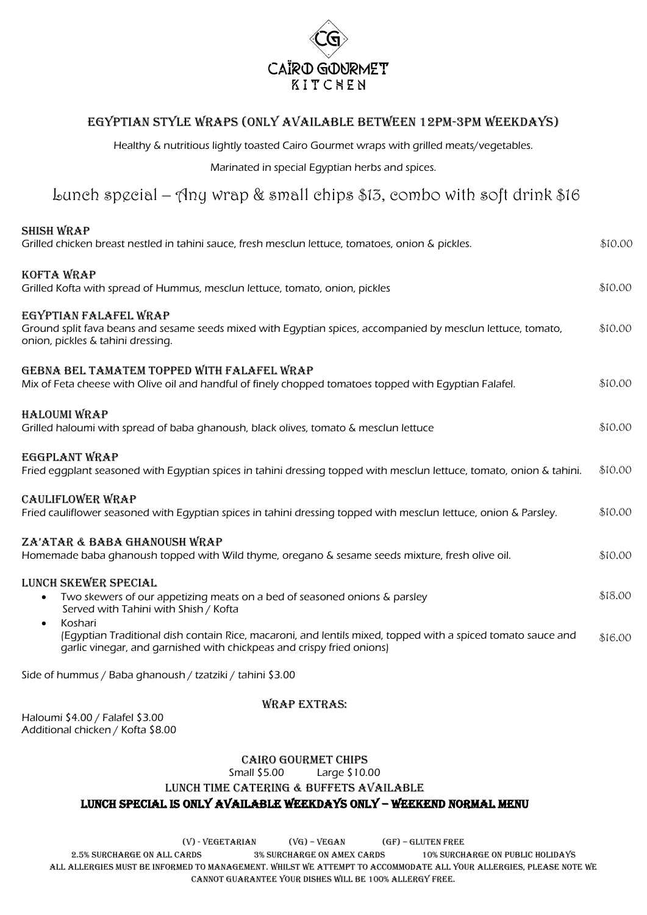# CAÏRO GOURMET KITCHEN

## EGYPTIAN STYLE WRAPS (ONLY AVAILABLE BETWEEN 12PM-3PM WEEKDAYS)

Healthy & nutritious lightly toasted Cairo Gourmet wraps with grilled meats/vegetables.

Marinated in special Egyptian herbs and spices.

## Lunch special – Any wrap & small chips $13, combo with soft drink $16

**SHISH WRAP**
Grilled chicken breast nestled in tahini sauce, fresh mesclun lettuce, tomatoes, onion & pickles. $10.00

**KOFTA WRAP**
Grilled Kofta with spread of Hummus, mesclun lettuce, tomato, onion, pickles $10.00

**EGYPTIAN FALAFEL WRAP**
Ground split fava beans and sesame seeds mixed with Egyptian spices, accompanied by mesclun lettuce, tomato, onion, pickles & tahini dressing. $10.00

**GEBNA BEL TAMATEM TOPPED WITH FALAFEL WRAP**
Mix of Feta cheese with Olive oil and handful of finely chopped tomatoes topped with Egyptian Falafel. $10.00

**HALOUMI WRAP**
Grilled haloumi with spread of baba ghanoush, black olives, tomato & mesclun lettuce $10.00

**EGGPLANT WRAP**
Fried eggplant seasoned with Egyptian spices in tahini dressing topped with mesclun lettuce, tomato, onion & tahini. $10.00

**CAULIFLOWER WRAP**
Fried cauliflower seasoned with Egyptian spices in tahini dressing topped with mesclun lettuce, onion & Parsley. $10.00

**ZA'ATAR & BABA GHANOUSH WRAP**
Homemade baba ghanoush topped with Wild thyme, oregano & sesame seeds mixture, fresh olive oil. $10.00

**LUNCH SKEWER SPECIAL**

- Two skewers of our appetizing meats on a bed of seasoned onions & parsley
  Served with Tahini with Shish / Kofta $18.00
- Koshari
  (Egyptian Traditional dish contain Rice, macaroni, and lentils mixed, topped with a spiced tomato sauce and garlic vinegar, and garnished with chickpeas and crispy fried onions) $16.00

Side of hummus / Baba ghanoush / tzatziki / tahini $3.00

### WRAP EXTRAS:

Haloumi $4.00 / Falafel $3.00
Additional chicken / Kofta $8.00

### CAIRO GOURMET CHIPS

Small $5.00 Large $10.00

### LUNCH TIME CATERING & BUFFETS AVAILABLE

### LUNCH SPECIAL IS ONLY AVAILABLE WEEKDAYS ONLY – WEEKEND NORMAL MENU

(V) - VEGETARIAN (VG) – VEGAN (GF) – GLUTEN FREE

2.5% SURCHARGE ON ALL CARDS 3% SURCHARGE ON AMEX CARDS 10% SURCHARGE ON PUBLIC HOLIDAYS

ALL ALLERGIES MUST BE INFORMED TO MANAGEMENT. WHILST WE ATTEMPT TO ACCOMMODATE ALL YOUR ALLERGIES, PLEASE NOTE WE CANNOT GUARANTEE YOUR DISHES WILL BE 100% ALLERGY FREE.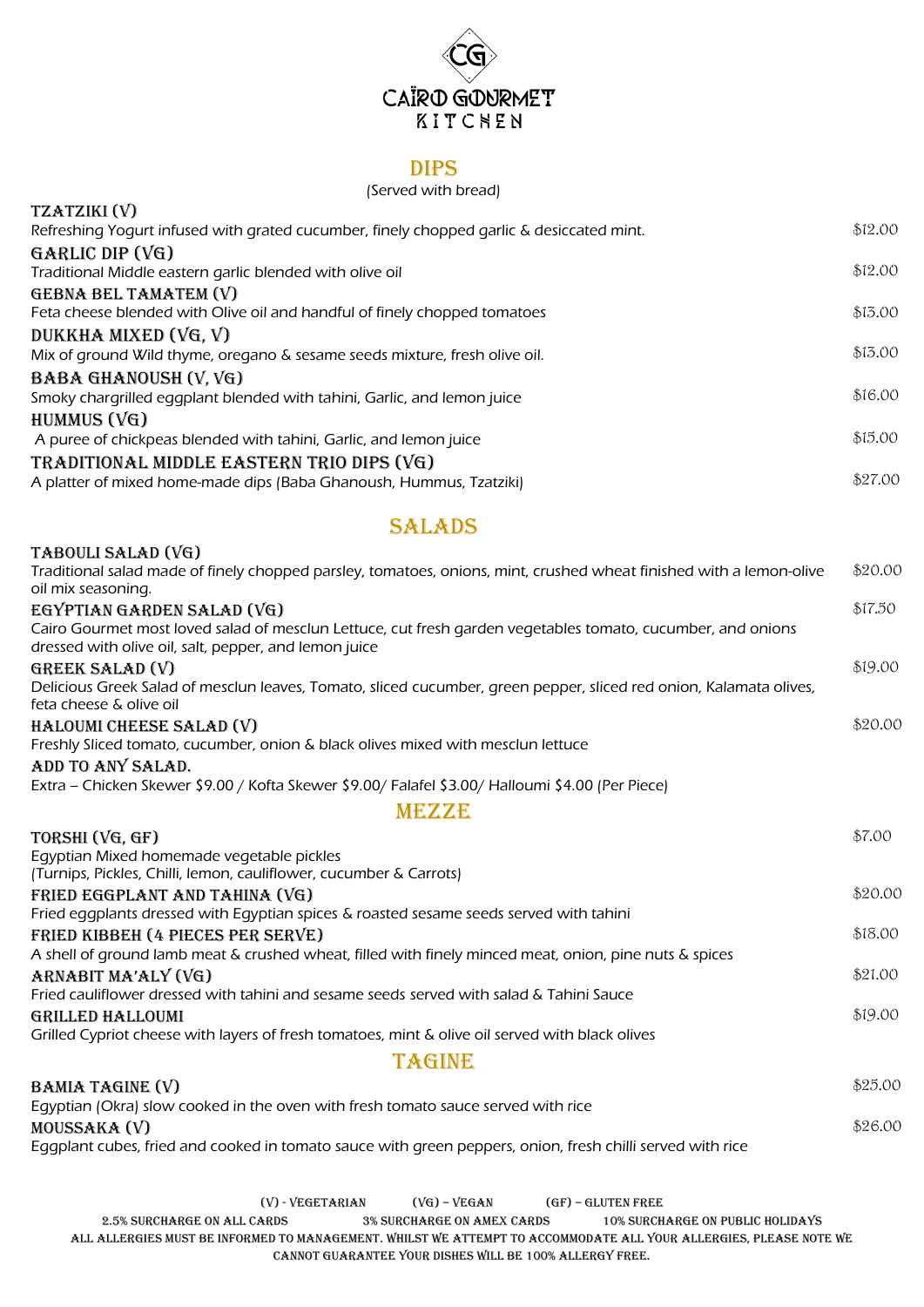# CAÏRO GOURMET KITCHEN

## DIPS

(Served with bread)

**TZATZIKI (V)**
Refreshing Yogurt infused with grated cucumber, finely chopped garlic & desiccated mint. $12.00

**GARLIC DIP (VG)**
Traditional Middle eastern garlic blended with olive oil $12.00

**GEBNA BEL TAMATEM (V)**
Feta cheese blended with Olive oil and handful of finely chopped tomatoes $13.00

**DUKKHA MIXED (VG, V)**
Mix of ground Wild thyme, oregano & sesame seeds mixture, fresh olive oil. $13.00

**BABA GHANOUSH (V, VG)**
Smoky chargrilled eggplant blended with tahini, Garlic, and lemon juice $16.00

**HUMMUS (VG)**
A puree of chickpeas blended with tahini, Garlic, and lemon juice $15.00

**TRADITIONAL MIDDLE EASTERN TRIO DIPS (VG)**
A platter of mixed home-made dips (Baba Ghanoush, Hummus, Tzatziki) $27.00

## SALADS

**TABOULI SALAD (VG)**
Traditional salad made of finely chopped parsley, tomatoes, onions, mint, crushed wheat finished with a lemon-olive oil mix seasoning. $20.00

**EGYPTIAN GARDEN SALAD (VG)** $17.50
Cairo Gourmet most loved salad of mesclun Lettuce, cut fresh garden vegetables tomato, cucumber, and onions dressed with olive oil, salt, pepper, and lemon juice

**GREEK SALAD (V)** $19.00
Delicious Greek Salad of mesclun leaves, Tomato, sliced cucumber, green pepper, sliced red onion, Kalamata olives, feta cheese & olive oil

**HALOUMI CHEESE SALAD (V)** $20.00
Freshly Sliced tomato, cucumber, onion & black olives mixed with mesclun lettuce

**ADD TO ANY SALAD.**
Extra – Chicken Skewer $9.00 / Kofta Skewer $9.00/ Falafel $3.00/ Halloumi $4.00 (Per Piece)

## MEZZE

**TORSHI (VG, GF)** $7.00
Egyptian Mixed homemade vegetable pickles
(Turnips, Pickles, Chilli, lemon, cauliflower, cucumber & Carrots)

**FRIED EGGPLANT AND TAHINA (VG)** $20.00
Fried eggplants dressed with Egyptian spices & roasted sesame seeds served with tahini

**FRIED KIBBEH (4 PIECES PER SERVE)** $18.00
A shell of ground lamb meat & crushed wheat, filled with finely minced meat, onion, pine nuts & spices

**ARNABIT MA'ALY (VG)** $21.00
Fried cauliflower dressed with tahini and sesame seeds served with salad & Tahini Sauce

**GRILLED HALLOUMI** $19.00
Grilled Cypriot cheese with layers of fresh tomatoes, mint & olive oil served with black olives

## TAGINE

**BAMIA TAGINE (V)** $25.00
Egyptian (Okra) slow cooked in the oven with fresh tomato sauce served with rice

**MOUSSAKA (V)** $26.00
Eggplant cubes, fried and cooked in tomato sauce with green peppers, onion, fresh chilli served with rice

(V) - VEGETARIAN (VG) – VEGAN (GF) – GLUTEN FREE

2.5% SURCHARGE ON ALL CARDS 3% SURCHARGE ON AMEX CARDS 10% SURCHARGE ON PUBLIC HOLIDAYS

ALL ALLERGIES MUST BE INFORMED TO MANAGEMENT. WHILST WE ATTEMPT TO ACCOMMODATE ALL YOUR ALLERGIES, PLEASE NOTE WE CANNOT GUARANTEE YOUR DISHES WILL BE 100% ALLERGY FREE.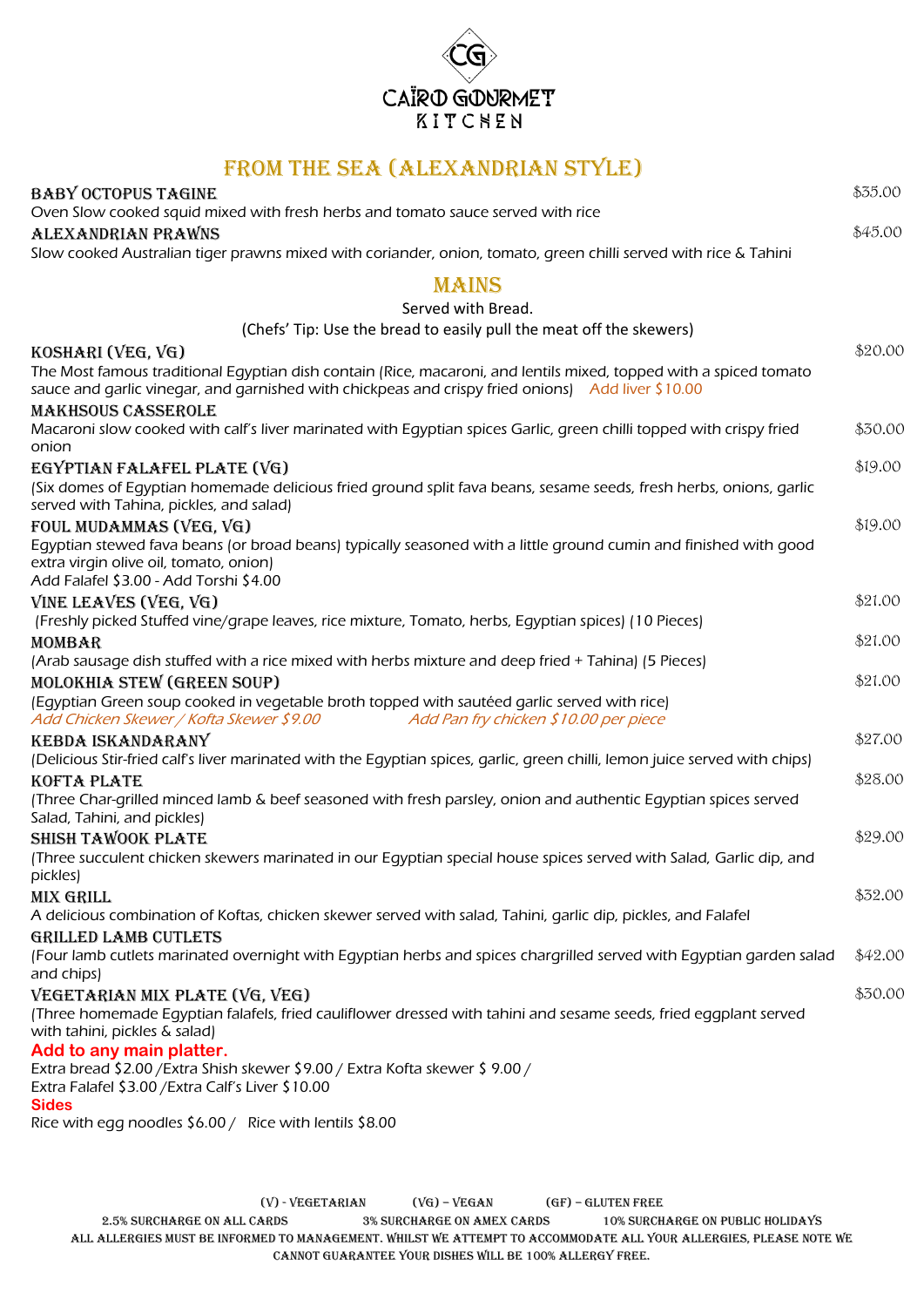# CAÏRO GOURMET KITCHEN

## FROM THE SEA (ALEXANDRIAN STYLE)

**BABY OCTOPUS TAGINE** $35.00
Oven Slow cooked squid mixed with fresh herbs and tomato sauce served with rice

**ALEXANDRIAN PRAWNS** $45.00
Slow cooked Australian tiger prawns mixed with coriander, onion, tomato, green chilli served with rice & Tahini

## MAINS

Served with Bread.

(Chefs' Tip: Use the bread to easily pull the meat off the skewers)

**KOSHARI (VEG, VG)** $20.00
The Most famous traditional Egyptian dish contain (Rice, macaroni, and lentils mixed, topped with a spiced tomato sauce and garlic vinegar, and garnished with chickpeas and crispy fried onions) Add liver $10.00

**MAKHSOUS CASSEROLE** $30.00
Macaroni slow cooked with calf's liver marinated with Egyptian spices Garlic, green chilli topped with crispy fried onion

**EGYPTIAN FALAFEL PLATE (VG)** $19.00
(Six domes of Egyptian homemade delicious fried ground split fava beans, sesame seeds, fresh herbs, onions, garlic served with Tahina, pickles, and salad)

**FOUL MUDAMMAS (VEG, VG)** $19.00
Egyptian stewed fava beans (or broad beans) typically seasoned with a little ground cumin and finished with good extra virgin olive oil, tomato, onion)
Add Falafel $3.00 - Add Torshi $4.00

**VINE LEAVES (VEG, VG)** $21.00
(Freshly picked Stuffed vine/grape leaves, rice mixture, Tomato, herbs, Egyptian spices) (10 Pieces)

**MOMBAR** $21.00
(Arab sausage dish stuffed with a rice mixed with herbs mixture and deep fried + Tahina) (5 Pieces)

**MOLOKHIA STEW (GREEN SOUP)** $21.00
(Egyptian Green soup cooked in vegetable broth topped with sautéed garlic served with rice)
*Add Chicken Skewer / Kofta Skewer $9.00* *Add Pan fry chicken $10.00 per piece*

**KEBDA ISKANDARANY** $27.00
(Delicious Stir-fried calf's liver marinated with the Egyptian spices, garlic, green chilli, lemon juice served with chips)

**KOFTA PLATE** $28.00
(Three Char-grilled minced lamb & beef seasoned with fresh parsley, onion and authentic Egyptian spices served Salad, Tahini, and pickles)

**SHISH TAWOOK PLATE** $29.00
(Three succulent chicken skewers marinated in our Egyptian special house spices served with Salad, Garlic dip, and pickles)

**MIX GRILL** $32.00
A delicious combination of Koftas, chicken skewer served with salad, Tahini, garlic dip, pickles, and Falafel

**GRILLED LAMB CUTLETS** $42.00
(Four lamb cutlets marinated overnight with Egyptian herbs and spices chargrilled served with Egyptian garden salad and chips)

**VEGETARIAN MIX PLATE (VG, VEG)** $30.00
(Three homemade Egyptian falafels, fried cauliflower dressed with tahini and sesame seeds, fried eggplant served with tahini, pickles & salad)

**Add to any main platter.**
Extra bread $2.00 /Extra Shish skewer $9.00 / Extra Kofta skewer $ 9.00 /
Extra Falafel $3.00 /Extra Calf's Liver $10.00

**Sides**
Rice with egg noodles $6.00 / Rice with lentils $8.00

(V) - VEGETARIAN (VG) – VEGAN (GF) – GLUTEN FREE

2.5% SURCHARGE ON ALL CARDS 3% SURCHARGE ON AMEX CARDS 10% SURCHARGE ON PUBLIC HOLIDAYS

ALL ALLERGIES MUST BE INFORMED TO MANAGEMENT. WHILST WE ATTEMPT TO ACCOMMODATE ALL YOUR ALLERGIES, PLEASE NOTE WE CANNOT GUARANTEE YOUR DISHES WILL BE 100% ALLERGY FREE.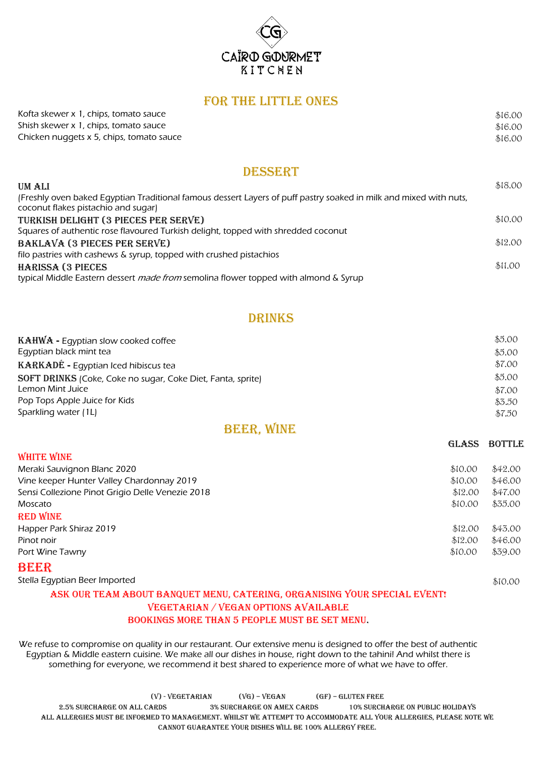CAÏRO GOURMET
KITCHEN

## FOR THE LITTLE ONES

| | |
|---|---|
| Kofta skewer x 1, chips, tomato sauce | $16.00 |
| Shish skewer x 1, chips, tomato sauce | $16.00 |
| Chicken nuggets x 5, chips, tomato sauce | $16.00 |

## DESSERT

**UM ALI** — $18.00
(Freshly oven baked Egyptian Traditional famous dessert Layers of puff pastry soaked in milk and mixed with nuts, coconut flakes pistachio and sugar)

**TURKISH DELIGHT (3 PIECES PER SERVE)** — $10.00
Squares of authentic rose flavoured Turkish delight, topped with shredded coconut

**BAKLAVA (3 PIECES PER SERVE)** — $12.00
filo pastries with cashews & syrup, topped with crushed pistachios

**HARISSA (3 PIECES** — $11.00
typical Middle Eastern dessert *made from* semolina flower topped with almond & Syrup

## DRINKS

| | |
|---|---|
| **KAHWA -** Egyptian slow cooked coffee | $5.00 |
| Egyptian black mint tea | $5.00 |
| **KARKADÉ -** Egyptian Iced hibiscus tea | $7.00 |
| **SOFT DRINKS** (Coke, Coke no sugar, Coke Diet, Fanta, sprite) | $5.00 |
| Lemon Mint Juice | $7.00 |
| Pop Tops Apple Juice for Kids | $3.50 |
| Sparkling water (1L) | $7.50 |

## BEER, WINE

| | GLASS | BOTTLE |
|---|---|---|
| **WHITE WINE** | | |
| Meraki Sauvignon Blanc 2020 | $10.00 | $42.00 |
| Vine keeper Hunter Valley Chardonnay 2019 | $10.00 | $46.00 |
| Sensi Collezione Pinot Grigio Delle Venezie 2018 | $12.00 | $47.00 |
| Moscato | $10.00 | $35.00 |
| **RED WINE** | | |
| Happer Park Shiraz 2019 | $12.00 | $43.00 |
| Pinot noir | $12.00 | $46.00 |
| Port Wine Tawny | $10.00 | $39.00 |

### BEER

| | |
|---|---|
| Stella Egyptian Beer Imported | $10.00 |

**ASK OUR TEAM ABOUT BANQUET MENU, CATERING, ORGANISING YOUR SPECIAL EVENT!**
**VEGETARIAN / VEGAN OPTIONS AVAILABLE**
**BOOKINGS MORE THAN 5 PEOPLE MUST BE SET MENU.**

We refuse to compromise on quality in our restaurant. Our extensive menu is designed to offer the best of authentic Egyptian & Middle eastern cuisine. We make all our dishes in house, right down to the tahini! And whilst there is something for everyone, we recommend it best shared to experience more of what we have to offer.

(V) - VEGETARIAN (VG) – VEGAN (GF) – GLUTEN FREE
2.5% SURCHARGE ON ALL CARDS 3% SURCHARGE ON AMEX CARDS 10% SURCHARGE ON PUBLIC HOLIDAYS
ALL ALLERGIES MUST BE INFORMED TO MANAGEMENT. WHILST WE ATTEMPT TO ACCOMMODATE ALL YOUR ALLERGIES, PLEASE NOTE WE CANNOT GUARANTEE YOUR DISHES WILL BE 100% ALLERGY FREE.